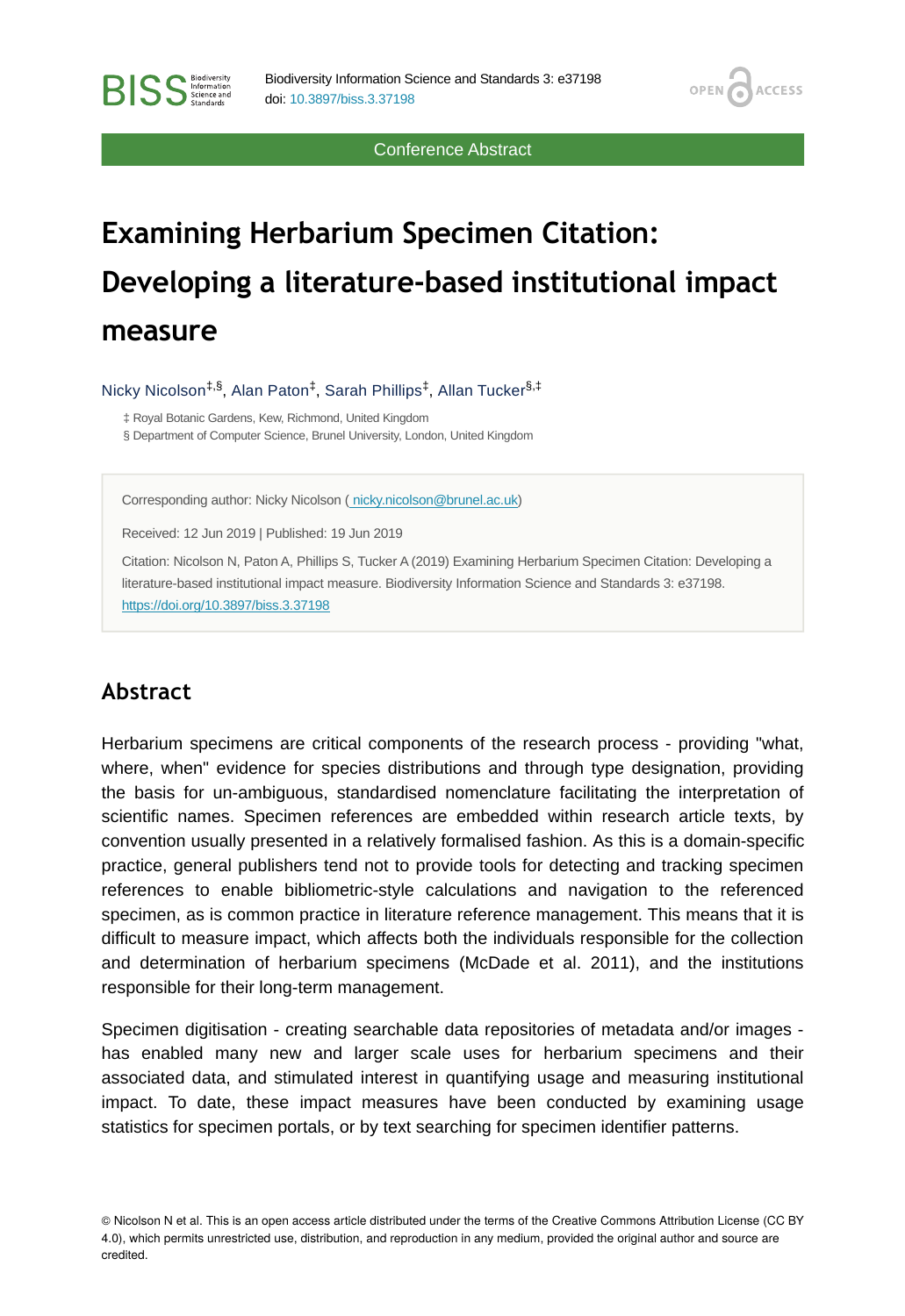Conference Abstract

# Examining Herbarium Specimen Citation: Developing a literature-based institutional impact measure

Nicky Nicolson[‡,§], Alan Paton[‡], Sarah Phillips[‡], Allan Tucker[§,‡]

‡ Royal Botanic Gardens, Kew, Richmond, United Kingdom
§ Department of Computer Science, Brunel University, London, United Kingdom

Corresponding author: Nicky Nicolson ( nicky.nicolson@brunel.ac.uk)

Received: 12 Jun 2019 | Published: 19 Jun 2019

Citation: Nicolson N, Paton A, Phillips S, Tucker A (2019) Examining Herbarium Specimen Citation: Developing a literature-based institutional impact measure. Biodiversity Information Science and Standards 3: e37198. https://doi.org/10.3897/biss.3.37198

## Abstract

Herbarium specimens are critical components of the research process - providing "what, where, when" evidence for species distributions and through type designation, providing the basis for un-ambiguous, standardised nomenclature facilitating the interpretation of scientific names. Specimen references are embedded within research article texts, by convention usually presented in a relatively formalised fashion. As this is a domain-specific practice, general publishers tend not to provide tools for detecting and tracking specimen references to enable bibliometric-style calculations and navigation to the referenced specimen, as is common practice in literature reference management. This means that it is difficult to measure impact, which affects both the individuals responsible for the collection and determination of herbarium specimens (McDade et al. 2011), and the institutions responsible for their long-term management.

Specimen digitisation - creating searchable data repositories of metadata and/or images - has enabled many new and larger scale uses for herbarium specimens and their associated data, and stimulated interest in quantifying usage and measuring institutional impact. To date, these impact measures have been conducted by examining usage statistics for specimen portals, or by text searching for specimen identifier patterns.

© Nicolson N et al. This is an open access article distributed under the terms of the Creative Commons Attribution License (CC BY 4.0), which permits unrestricted use, distribution, and reproduction in any medium, provided the original author and source are credited.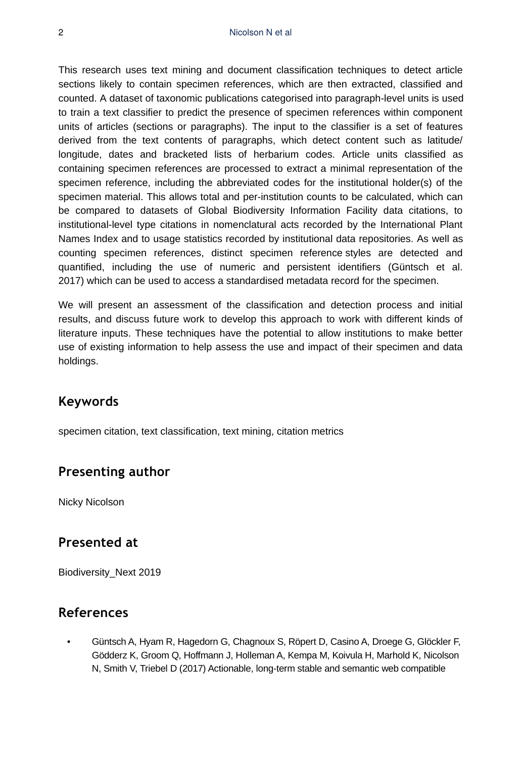This research uses text mining and document classification techniques to detect article sections likely to contain specimen references, which are then extracted, classified and counted. A dataset of taxonomic publications categorised into paragraph-level units is used to train a text classifier to predict the presence of specimen references within component units of articles (sections or paragraphs). The input to the classifier is a set of features derived from the text contents of paragraphs, which detect content such as latitude/ longitude, dates and bracketed lists of herbarium codes. Article units classified as containing specimen references are processed to extract a minimal representation of the specimen reference, including the abbreviated codes for the institutional holder(s) of the specimen material. This allows total and per-institution counts to be calculated, which can be compared to datasets of Global Biodiversity Information Facility data citations, to institutional-level type citations in nomenclatural acts recorded by the International Plant Names Index and to usage statistics recorded by institutional data repositories. As well as counting specimen references, distinct specimen reference styles are detected and quantified, including the use of numeric and persistent identifiers (Güntsch et al. 2017) which can be used to access a standardised metadata record for the specimen.

We will present an assessment of the classification and detection process and initial results, and discuss future work to develop this approach to work with different kinds of literature inputs. These techniques have the potential to allow institutions to make better use of existing information to help assess the use and impact of their specimen and data holdings.

## Keywords

specimen citation, text classification, text mining, citation metrics

## Presenting author

Nicky Nicolson

## Presented at

Biodiversity_Next 2019

## References

- Güntsch A, Hyam R, Hagedorn G, Chagnoux S, Röpert D, Casino A, Droege G, Glöckler F, Gödderz K, Groom Q, Hoffmann J, Holleman A, Kempa M, Koivula H, Marhold K, Nicolson N, Smith V, Triebel D (2017) Actionable, long-term stable and semantic web compatible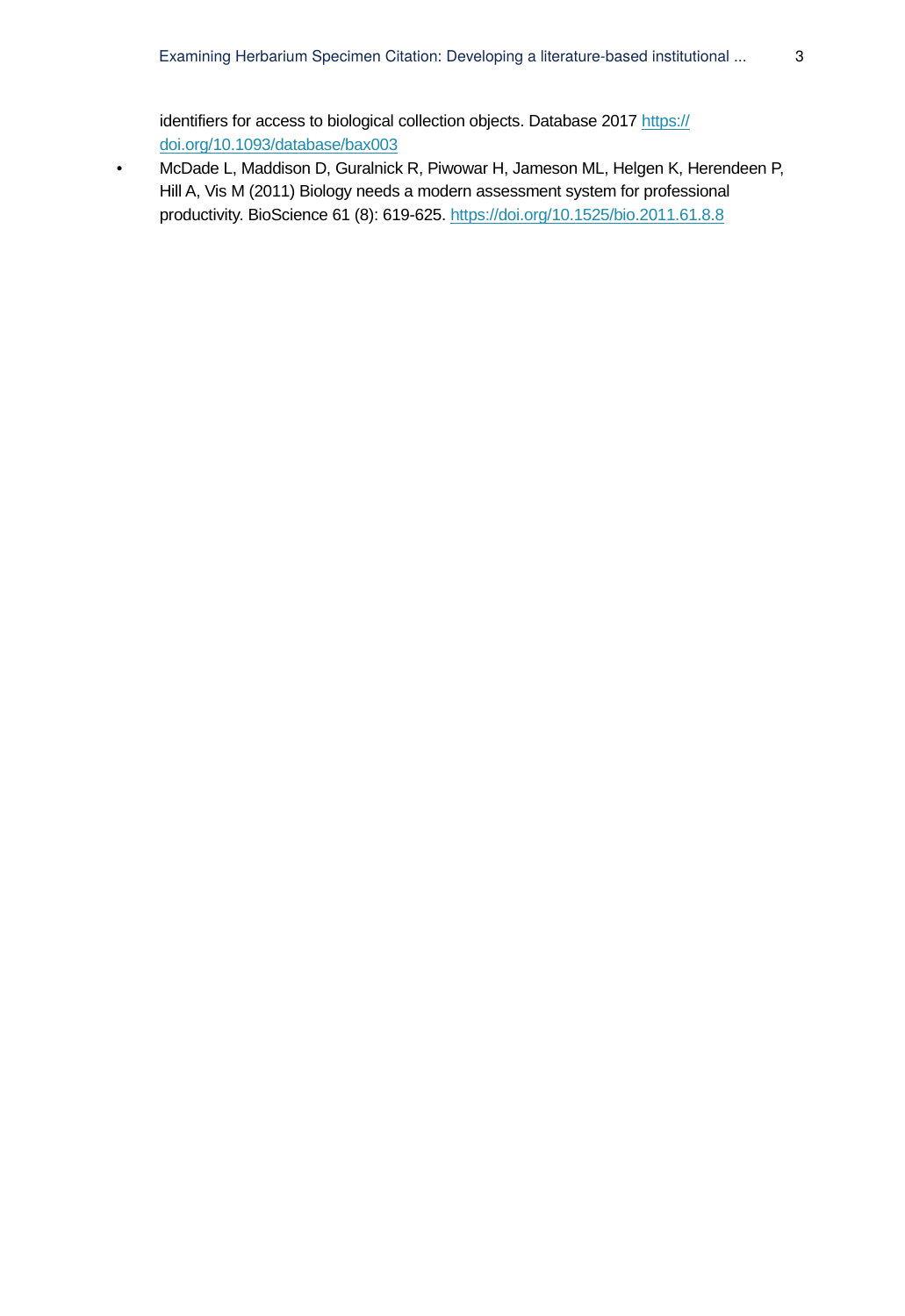identifiers for access to biological collection objects. Database 2017 https://doi.org/10.1093/database/bax003

- McDade L, Maddison D, Guralnick R, Piwowar H, Jameson ML, Helgen K, Herendeen P, Hill A, Vis M (2011) Biology needs a modern assessment system for professional productivity. BioScience 61 (8): 619-625. https://doi.org/10.1525/bio.2011.61.8.8